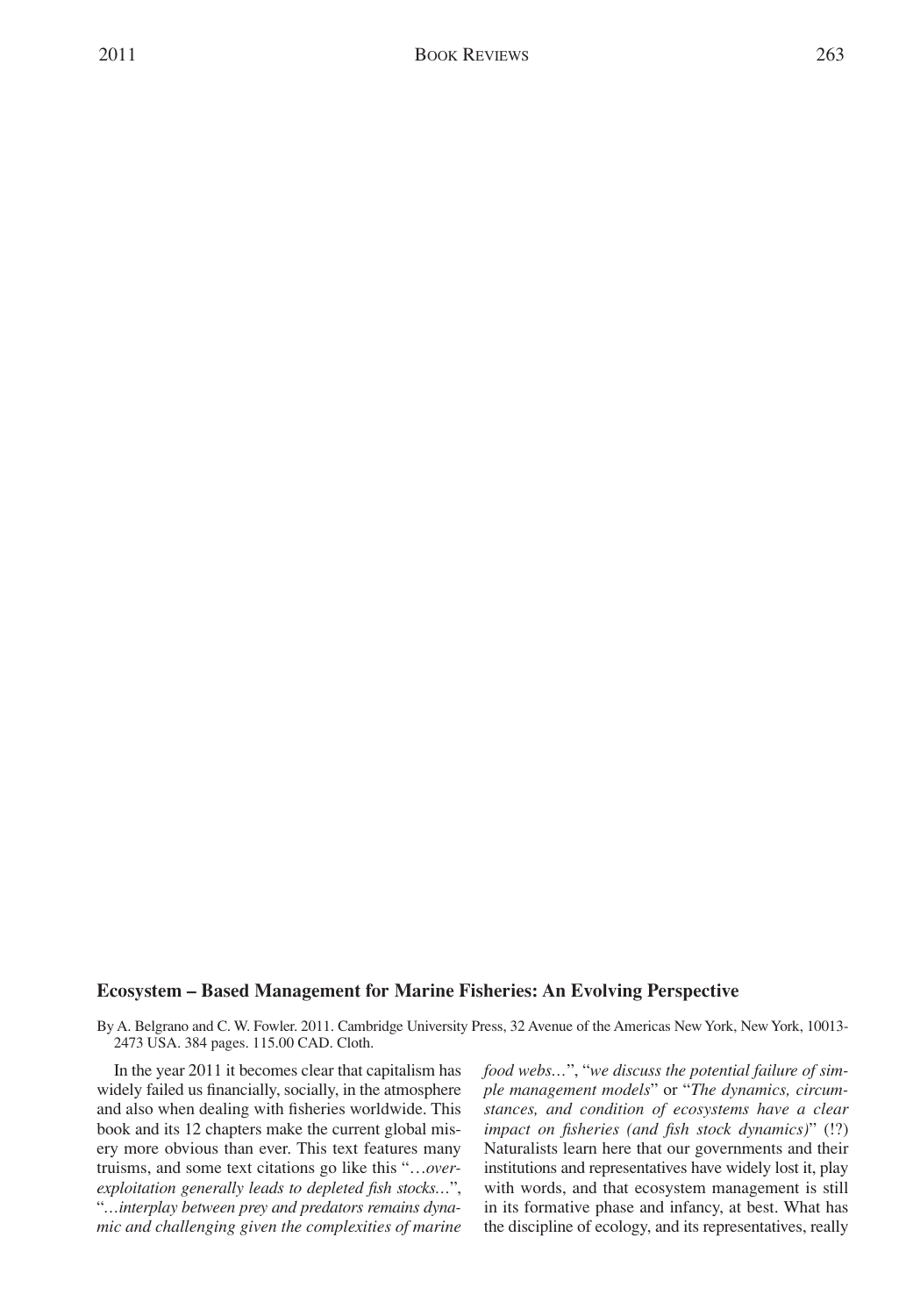### Ecosystem – Based Management for Marine Fisheries: An Evolving Perspective

By A. Belgrano and C. W. Fowler. 2011. Cambridge University Press, 32 Avenue of the Americas New York, New York, 10013-2473 USA. 384 pages. 115.00 CAD. Cloth.

In the year 2011 it becomes clear that capitalism has widely failed us financially, socially, in the atmosphere and also when dealing with fisheries worldwide. This book and its 12 chapters make the current global misery more obvious than ever. This text features many truisms, and some text citations go like this "*…over-exploitation generally leads to depleted fish stocks…*", "*…interplay between prey and predators remains dynamic and challenging given the complexities of marine food webs…*", "*we discuss the potential failure of simple management models*" or "*The dynamics, circumstances, and condition of ecosystems have a clear impact on fisheries (and fish stock dynamics)*" (!?) Naturalists learn here that our governments and their institutions and representatives have widely lost it, play with words, and that ecosystem management is still in its formative phase and infancy, at best. What has the discipline of ecology, and its representatives, really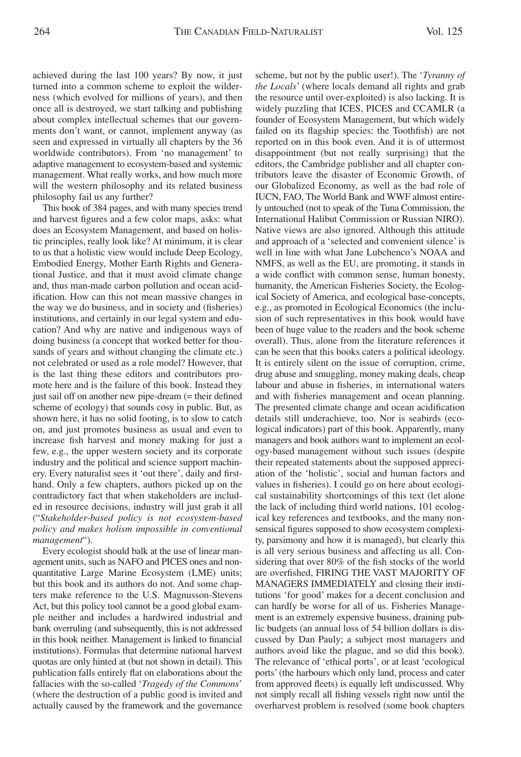achieved during the last 100 years? By now, it just turned into a common scheme to exploit the wilderness (which evolved for millions of years), and then once all is destroyed, we start talking and publishing about complex intellectual schemes that our governments don't want, or cannot, implement anyway (as seen and expressed in virtually all chapters by the 36 worldwide contributors). From 'no management' to adaptive management to ecosystem-based and systemic management. What really works, and how much more will the western philosophy and its related business philosophy fail us any further?

This book of 384 pages, and with many species trend and harvest figures and a few color maps, asks: what does an Ecosystem Management, and based on holistic principles, really look like? At minimum, it is clear to us that a holistic view would include Deep Ecology, Embodied Energy, Mother Earth Rights and Generational Justice, and that it must avoid climate change and, thus man-made carbon pollution and ocean acidification. How can this not mean massive changes in the way we do business, and in society and (fisheries) institutions, and certainly in our legal system and education? And why are native and indigenous ways of doing business (a concept that worked better for thousands of years and without changing the climate etc.) not celebrated or used as a role model? However, that is the last thing these editors and contributors promote here and is the failure of this book. Instead they just sail off on another new pipe-dream (= their defined scheme of ecology) that sounds cosy in public. But, as shown here, it has no solid footing, is to slow to catch on, and just promotes business as usual and even to increase fish harvest and money making for just a few, e.g., the upper western society and its corporate industry and the political and science support machinery. Every naturalist sees it 'out there', daily and firsthand. Only a few chapters, authors picked up on the contradictory fact that when stakeholders are included in resource decisions, industry will just grab it all ("*Stakeholder-based policy is not ecosystem-based policy and makes holism impossible in conventional management*").

Every ecologist should balk at the use of linear management units, such as NAFO and PICES ones and non-quantitative Large Marine Ecosystem (LME) units; but this book and its authors do not. And some chapters make reference to the U.S. Magnusson-Stevens Act, but this policy tool cannot be a good global example neither and includes a hardwired industrial and bank overruling (and subsequently, this is not addressed in this book neither. Management is linked to financial institutions). Formulas that determine national harvest quotas are only hinted at (but not shown in detail). This publication falls entirely flat on elaborations about the fallacies with the so-called '*Tragedy of the Commons*' (where the destruction of a public good is invited and actually caused by the framework and the governance scheme, but not by the public user!). The '*Tyranny of the Locals*' (where locals demand all rights and grab the resource until over-exploited) is also lacking. It is widely puzzling that ICES, PICES and CCAMLR (a founder of Ecosystem Management, but which widely failed on its flagship species: the Toothfish) are not reported on in this book even. And it is of uttermost disappointment (but not really surprising) that the editors, the Cambridge publisher and all chapter contributors leave the disaster of Economic Growth, of our Globalized Economy, as well as the bad role of IUCN, FAO, The World Bank and WWF almost entirely untouched (not to speak of the Tuna Commission, the International Halibut Commission or Russian NIRO). Native views are also ignored. Although this attitude and approach of a 'selected and convenient silence' is well in line with what Jane Lubchenco's NOAA and NMFS, as well as the EU, are promoting, it stands in a wide conflict with common sense, human honesty, humanity, the American Fisheries Society, the Ecological Society of America, and ecological base-concepts, e.g., as promoted in Ecological Economics (the inclusion of such representatives in this book would have been of huge value to the readers and the book scheme overall). Thus, alone from the literature references it can be seen that this books caters a political ideology. It is entirely silent on the issue of corruption, crime, drug abuse and smuggling, money making deals, cheap labour and abuse in fisheries, in international waters and with fisheries management and ocean planning. The presented climate change and ocean acidification details still underachieve, too. Nor is seabirds (ecological indicators) part of this book. Apparently, many managers and book authors want to implement an ecology-based management without such issues (despite their repeated statements about the supposed appreciation of the 'holistic', social and human factors and values in fisheries). I could go on here about ecological sustainability shortcomings of this text (let alone the lack of including third world nations, 101 ecological key references and textbooks, and the many nonsensical figures supposed to show ecosystem complexity, parsimony and how it is managed), but clearly this is all very serious business and affecting us all. Considering that over 80% of the fish stocks of the world are overfished, FIRING THE VAST MAJORITY OF MANAGERS IMMEDIATELY and closing their institutions 'for good' makes for a decent conclusion and can hardly be worse for all of us. Fisheries Management is an extremely expensive business, draining public budgets (an annual loss of 54 billion dollars is discussed by Dan Pauly; a subject most managers and authors avoid like the plague, and so did this book). The relevance of 'ethical ports', or at least 'ecological ports' (the harbours which only land, process and cater from approved fleets) is equally left undiscussed. Why not simply recall all fishing vessels right now until the overharvest problem is resolved (some book chapters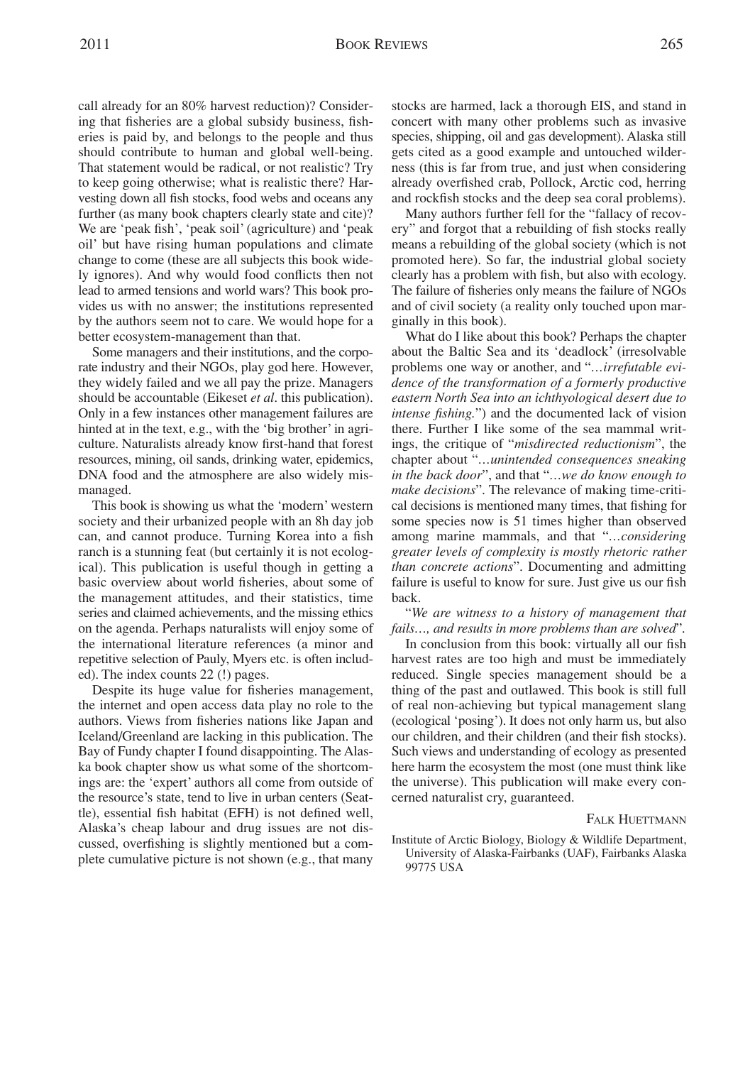call already for an 80% harvest reduction)? Considering that fisheries are a global subsidy business, fisheries is paid by, and belongs to the people and thus should contribute to human and global well-being. That statement would be radical, or not realistic? Try to keep going otherwise; what is realistic there? Harvesting down all fish stocks, food webs and oceans any further (as many book chapters clearly state and cite)? We are 'peak fish', 'peak soil' (agriculture) and 'peak oil' but have rising human populations and climate change to come (these are all subjects this book widely ignores). And why would food conflicts then not lead to armed tensions and world wars? This book provides us with no answer; the institutions represented by the authors seem not to care. We would hope for a better ecosystem-management than that.

Some managers and their institutions, and the corporate industry and their NGOs, play god here. However, they widely failed and we all pay the prize. Managers should be accountable (Eikeset *et al*. this publication). Only in a few instances other management failures are hinted at in the text, e.g., with the 'big brother' in agriculture. Naturalists already know first-hand that forest resources, mining, oil sands, drinking water, epidemics, DNA food and the atmosphere are also widely mismanaged.

This book is showing us what the 'modern' western society and their urbanized people with an 8h day job can, and cannot produce. Turning Korea into a fish ranch is a stunning feat (but certainly it is not ecological). This publication is useful though in getting a basic overview about world fisheries, about some of the management attitudes, and their statistics, time series and claimed achievements, and the missing ethics on the agenda. Perhaps naturalists will enjoy some of the international literature references (a minor and repetitive selection of Pauly, Myers etc. is often included). The index counts 22 (!) pages.

Despite its huge value for fisheries management, the internet and open access data play no role to the authors. Views from fisheries nations like Japan and Iceland/Greenland are lacking in this publication. The Bay of Fundy chapter I found disappointing. The Alaska book chapter show us what some of the shortcomings are: the 'expert' authors all come from outside of the resource's state, tend to live in urban centers (Seattle), essential fish habitat (EFH) is not defined well, Alaska's cheap labour and drug issues are not discussed, overfishing is slightly mentioned but a complete cumulative picture is not shown (e.g., that many stocks are harmed, lack a thorough EIS, and stand in concert with many other problems such as invasive species, shipping, oil and gas development). Alaska still gets cited as a good example and untouched wilderness (this is far from true, and just when considering already overfished crab, Pollock, Arctic cod, herring and rockfish stocks and the deep sea coral problems).

Many authors further fell for the "fallacy of recovery" and forgot that a rebuilding of fish stocks really means a rebuilding of the global society (which is not promoted here). So far, the industrial global society clearly has a problem with fish, but also with ecology. The failure of fisheries only means the failure of NGOs and of civil society (a reality only touched upon marginally in this book).

What do I like about this book? Perhaps the chapter about the Baltic Sea and its 'deadlock' (irresolvable problems one way or another, and "*…irrefutable evidence of the transformation of a formerly productive eastern North Sea into an ichthyological desert due to intense fishing.*") and the documented lack of vision there. Further I like some of the sea mammal writings, the critique of "*misdirected reductionism*", the chapter about "*…unintended consequences sneaking in the back door*", and that "*…we do know enough to make decisions*". The relevance of making time-critical decisions is mentioned many times, that fishing for some species now is 51 times higher than observed among marine mammals, and that "*…considering greater levels of complexity is mostly rhetoric rather than concrete actions*". Documenting and admitting failure is useful to know for sure. Just give us our fish back.

"*We are witness to a history of management that fails…, and results in more problems than are solved*".

In conclusion from this book: virtually all our fish harvest rates are too high and must be immediately reduced. Single species management should be a thing of the past and outlawed. This book is still full of real non-achieving but typical management slang (ecological 'posing'). It does not only harm us, but also our children, and their children (and their fish stocks). Such views and understanding of ecology as presented here harm the ecosystem the most (one must think like the universe). This publication will make every concerned naturalist cry, guaranteed.

FALK HUETTMANN

Institute of Arctic Biology, Biology & Wildlife Department, University of Alaska-Fairbanks (UAF), Fairbanks Alaska 99775 USA